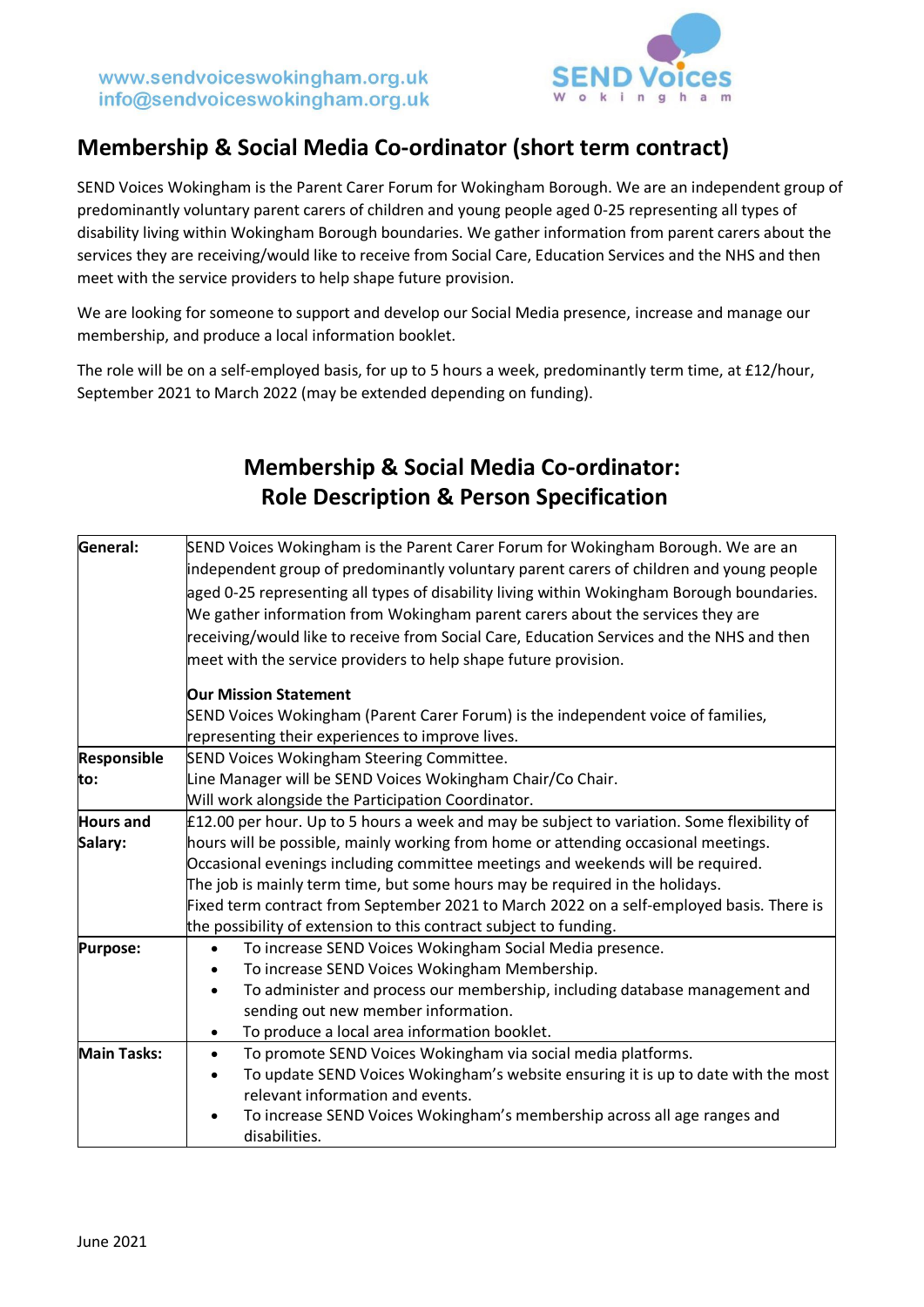www.sendvoiceswokingham.org.uk
info@sendvoiceswokingham.org.uk

# Membership & Social Media Co-ordinator (short term contract)

SEND Voices Wokingham is the Parent Carer Forum for Wokingham Borough. We are an independent group of predominantly voluntary parent carers of children and young people aged 0-25 representing all types of disability living within Wokingham Borough boundaries. We gather information from parent carers about the services they are receiving/would like to receive from Social Care, Education Services and the NHS and then meet with the service providers to help shape future provision.

We are looking for someone to support and develop our Social Media presence, increase and manage our membership, and produce a local information booklet.

The role will be on a self-employed basis, for up to 5 hours a week, predominantly term time, at £12/hour, September 2021 to March 2022 (may be extended depending on funding).

## Membership & Social Media Co-ordinator: Role Description & Person Specification

| | |
|---|---|
| **General:** | SEND Voices Wokingham is the Parent Carer Forum for Wokingham Borough. We are an independent group of predominantly voluntary parent carers of children and young people aged 0-25 representing all types of disability living within Wokingham Borough boundaries. We gather information from Wokingham parent carers about the services they are receiving/would like to receive from Social Care, Education Services and the NHS and then meet with the service providers to help shape future provision.<br><br>**Our Mission Statement**<br>SEND Voices Wokingham (Parent Carer Forum) is the independent voice of families, representing their experiences to improve lives. |
| **Responsible to:** | SEND Voices Wokingham Steering Committee.<br>Line Manager will be SEND Voices Wokingham Chair/Co Chair.<br>Will work alongside the Participation Coordinator. |
| **Hours and Salary:** | £12.00 per hour. Up to 5 hours a week and may be subject to variation. Some flexibility of hours will be possible, mainly working from home or attending occasional meetings. Occasional evenings including committee meetings and weekends will be required. The job is mainly term time, but some hours may be required in the holidays.<br>Fixed term contract from September 2021 to March 2022 on a self-employed basis. There is the possibility of extension to this contract subject to funding. |
| **Purpose:** | • To increase SEND Voices Wokingham Social Media presence.<br>• To increase SEND Voices Wokingham Membership.<br>• To administer and process our membership, including database management and sending out new member information.<br>• To produce a local area information booklet. |
| **Main Tasks:** | • To promote SEND Voices Wokingham via social media platforms.<br>• To update SEND Voices Wokingham's website ensuring it is up to date with the most relevant information and events.<br>• To increase SEND Voices Wokingham's membership across all age ranges and disabilities. |

June 2021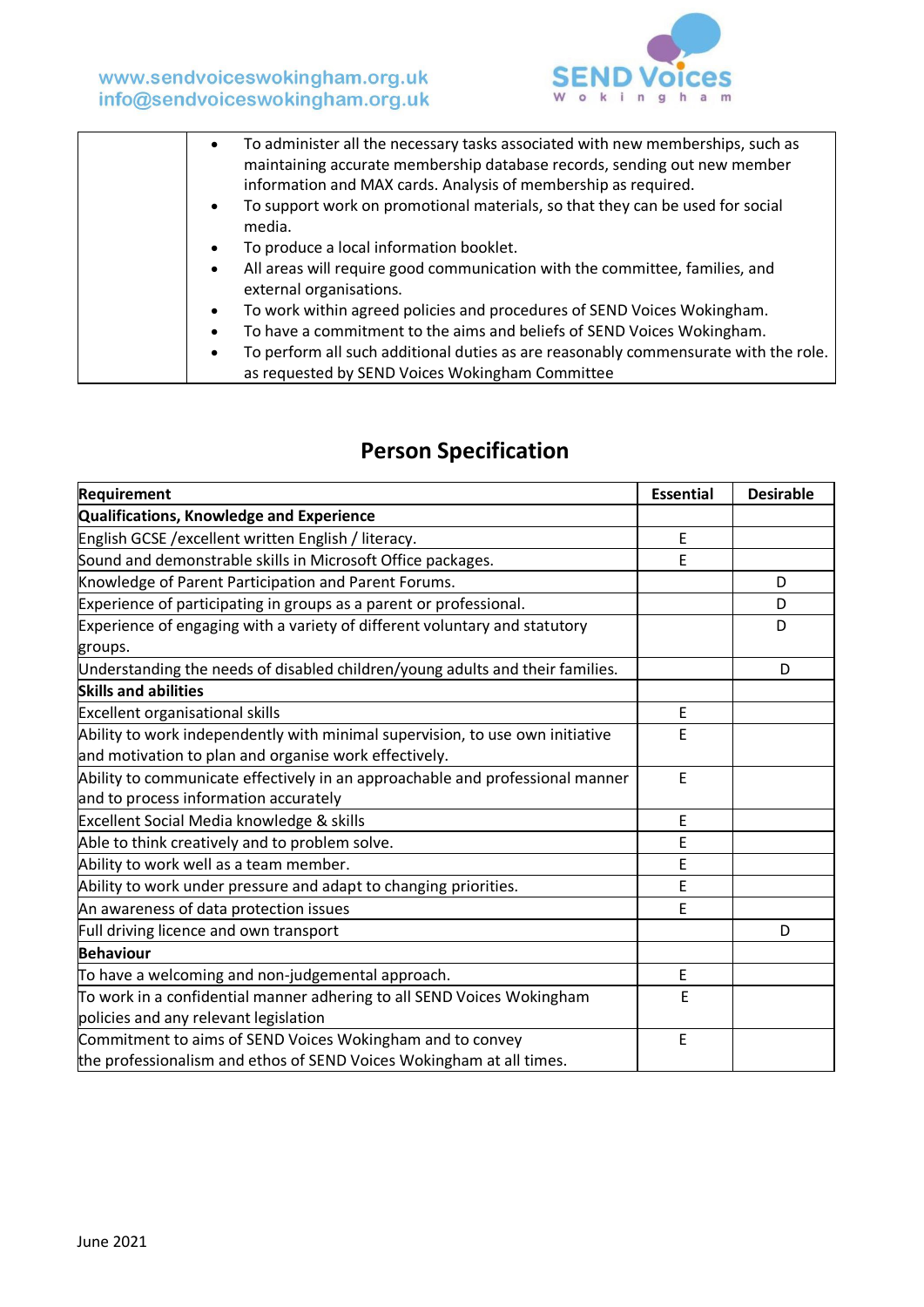| | |
|---|---|
| | - To administer all the necessary tasks associated with new memberships, such as maintaining accurate membership database records, sending out new member information and MAX cards. Analysis of membership as required.<br>- To support work on promotional materials, so that they can be used for social media.<br>- To produce a local information booklet.<br>- All areas will require good communication with the committee, families, and external organisations.<br>- To work within agreed policies and procedures of SEND Voices Wokingham.<br>- To have a commitment to the aims and beliefs of SEND Voices Wokingham.<br>- To perform all such additional duties as are reasonably commensurate with the role. as requested by SEND Voices Wokingham Committee |

## Person Specification

| Requirement | Essential | Desirable |
|---|---|---|
| **Qualifications, Knowledge and Experience** | | |
| English GCSE /excellent written English / literacy. | E | |
| Sound and demonstrable skills in Microsoft Office packages. | E | |
| Knowledge of Parent Participation and Parent Forums. | | D |
| Experience of participating in groups as a parent or professional. | | D |
| Experience of engaging with a variety of different voluntary and statutory groups. | | D |
| Understanding the needs of disabled children/young adults and their families. | | D |
| **Skills and abilities** | | |
| Excellent organisational skills | E | |
| Ability to work independently with minimal supervision, to use own initiative and motivation to plan and organise work effectively. | E | |
| Ability to communicate effectively in an approachable and professional manner and to process information accurately | E | |
| Excellent Social Media knowledge & skills | E | |
| Able to think creatively and to problem solve. | E | |
| Ability to work well as a team member. | E | |
| Ability to work under pressure and adapt to changing priorities. | E | |
| An awareness of data protection issues | E | |
| Full driving licence and own transport | | D |
| **Behaviour** | | |
| To have a welcoming and non-judgemental approach. | E | |
| To work in a confidential manner adhering to all SEND Voices Wokingham policies and any relevant legislation | E | |
| Commitment to aims of SEND Voices Wokingham and to convey the professionalism and ethos of SEND Voices Wokingham at all times. | E | |

June 2021